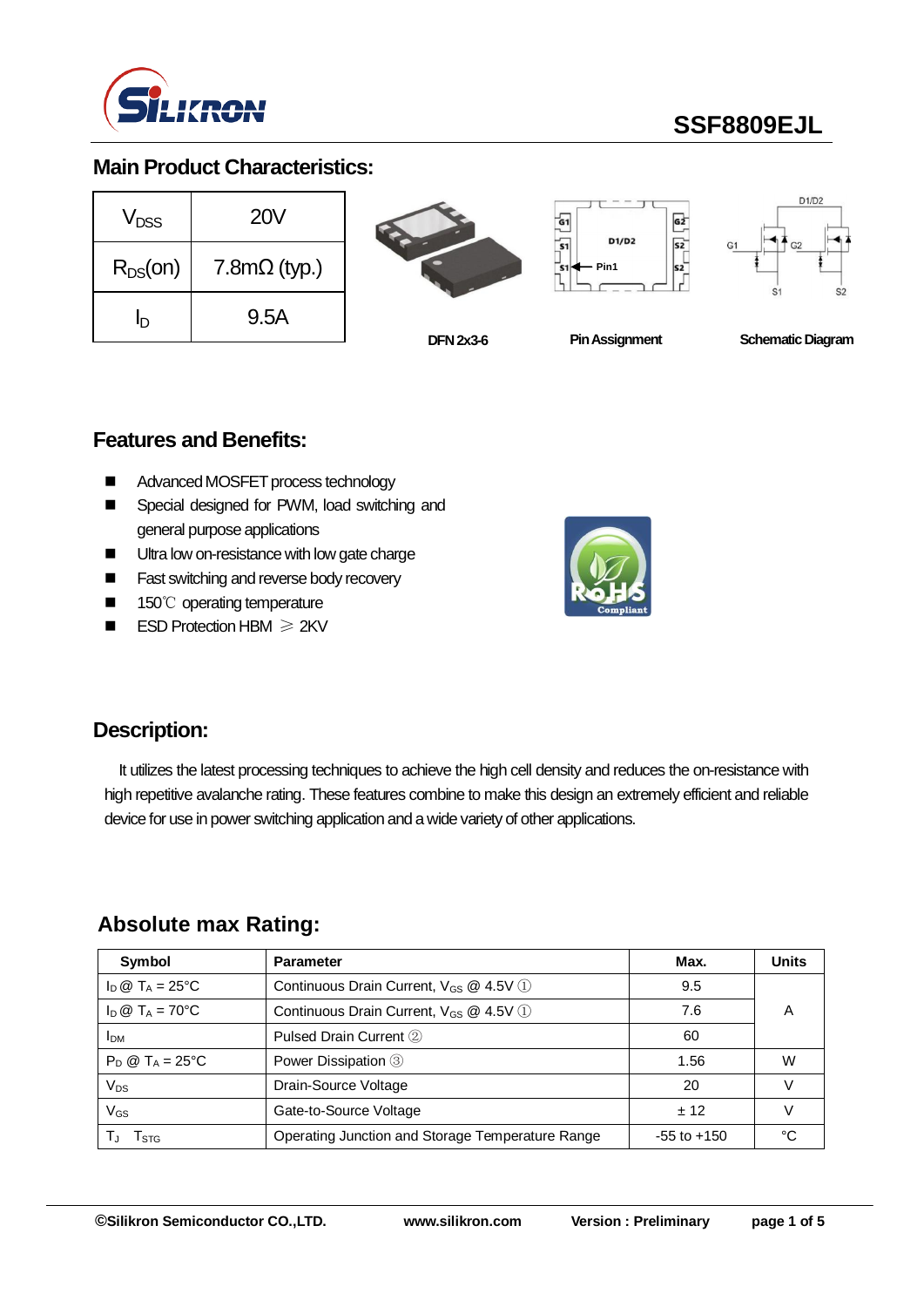# SSF8809EJL

## Main Product Characteristics:

| | |
|---|---|
| $V_{DSS}$ | 20V |
| $R_{DS}(on)$ | 7.8mΩ (typ.) |
| $I_D$ | 9.5A |

DFN 2x3-6 Pin Assignment Schematic Diagram

## Features and Benefits:

- Advanced MOSFET process technology
- Special designed for PWM, load switching and general purpose applications
- Ultra low on-resistance with low gate charge
- Fast switching and reverse body recovery
- 150℃ operating temperature
- ESD Protection HBM ≥ 2KV

## Description:

It utilizes the latest processing techniques to achieve the high cell density and reduces the on-resistance with high repetitive avalanche rating. These features combine to make this design an extremely efficient and reliable device for use in power switching application and a wide variety of other applications.

## Absolute max Rating:

| Symbol | Parameter | Max. | Units |
|---|---|---|---|
| $I_D$ @ $T_A$ = 25°C | Continuous Drain Current, $V_{GS}$ @ 4.5V ① | 9.5 | A |
| $I_D$ @ $T_A$ = 70°C | Continuous Drain Current, $V_{GS}$ @ 4.5V ① | 7.6 | |
| $I_{DM}$ | Pulsed Drain Current ② | 60 | |
| $P_D$ @ $T_A$ = 25°C | Power Dissipation ③ | 1.56 | W |
| $V_{DS}$ | Drain-Source Voltage | 20 | V |
| $V_{GS}$ | Gate-to-Source Voltage | ± 12 | V |
| $T_J$ $T_{STG}$ | Operating Junction and Storage Temperature Range | -55 to +150 | °C |

©Silikron Semiconductor CO.,LTD. www.silikron.com Version : Preliminary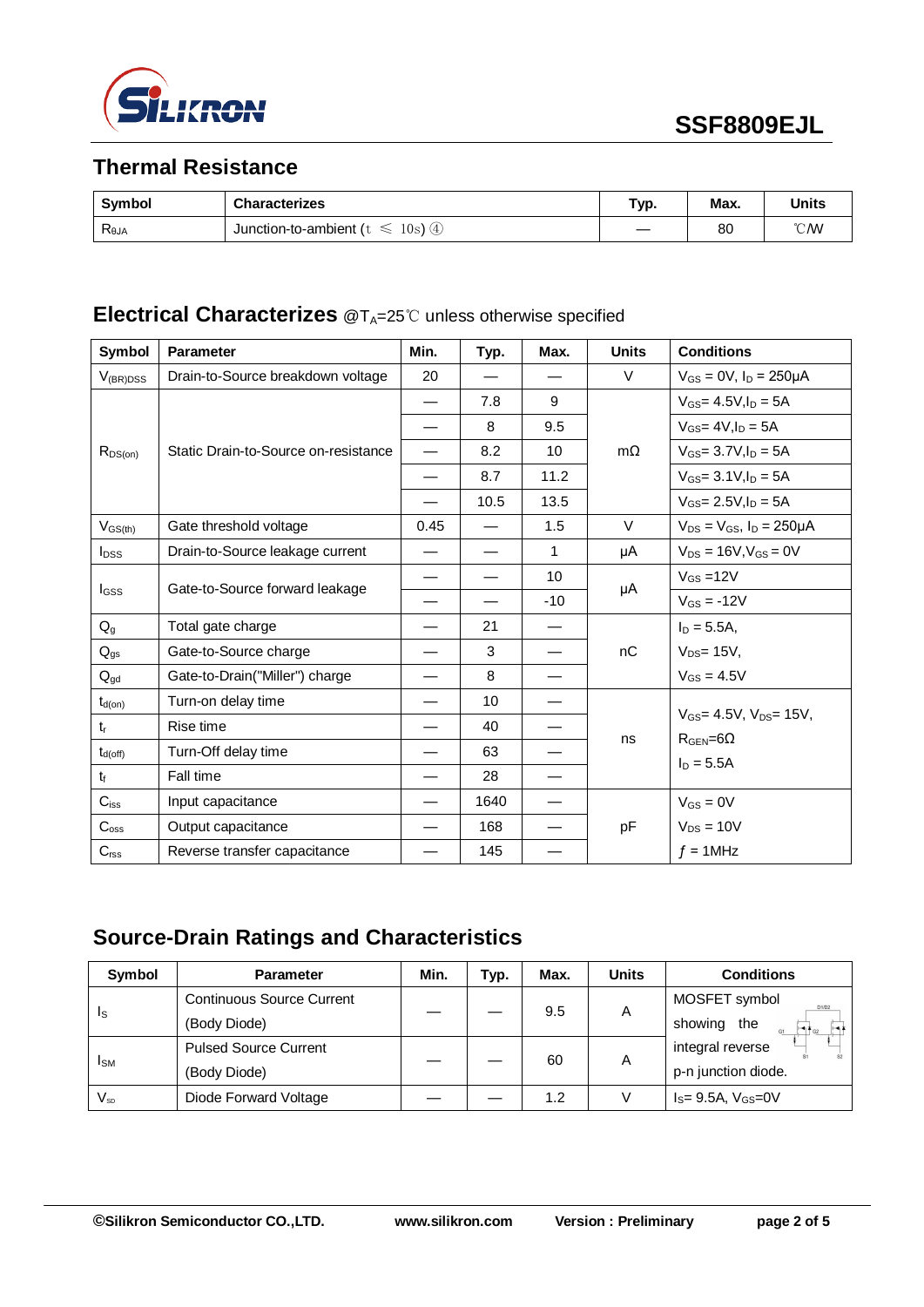## Thermal Resistance

| Symbol | Characterizes | Typ. | Max. | Units |
|---|---|---|---|---|
| $R_{\theta JA}$ | Junction-to-ambient (t ≤ 10s) ④ | — | 80 | ℃/W |

## Electrical Characterizes @$T_A$=25℃ unless otherwise specified

| Symbol | Parameter | Min. | Typ. | Max. | Units | Conditions |
|---|---|---|---|---|---|---|
| $V_{(BR)DSS}$ | Drain-to-Source breakdown voltage | 20 | — | — | V | $V_{GS}$ = 0V, $I_D$ = 250μA |
| $R_{DS(on)}$ | Static Drain-to-Source on-resistance | — | 7.8 | 9 | mΩ | $V_{GS}$= 4.5V,$I_D$ = 5A |
| | | — | 8 | 9.5 | | $V_{GS}$= 4V,$I_D$ = 5A |
| | | — | 8.2 | 10 | | $V_{GS}$= 3.7V,$I_D$ = 5A |
| | | — | 8.7 | 11.2 | | $V_{GS}$= 3.1V,$I_D$ = 5A |
| | | — | 10.5 | 13.5 | | $V_{GS}$= 2.5V,$I_D$ = 5A |
| $V_{GS(th)}$ | Gate threshold voltage | 0.45 | — | 1.5 | V | $V_{DS}$ = $V_{GS}$, $I_D$ = 250μA |
| $I_{DSS}$ | Drain-to-Source leakage current | — | — | 1 | μA | $V_{DS}$ = 16V,$V_{GS}$ = 0V |
| $I_{GSS}$ | Gate-to-Source forward leakage | — | — | 10 | μA | $V_{GS}$ =12V |
| | | — | — | -10 | | $V_{GS}$ = -12V |
| $Q_g$ | Total gate charge | — | 21 | — | nC | $I_D$ = 5.5A, |
| $Q_{gs}$ | Gate-to-Source charge | — | 3 | — | | $V_{DS}$= 15V, |
| $Q_{gd}$ | Gate-to-Drain("Miller") charge | — | 8 | — | | $V_{GS}$ = 4.5V |
| $t_{d(on)}$ | Turn-on delay time | — | 10 | — | ns | $V_{GS}$= 4.5V, $V_{DS}$= 15V, $R_{GEN}$=6Ω, $I_D$ = 5.5A |
| $t_r$ | Rise time | — | 40 | — | | |
| $t_{d(off)}$ | Turn-Off delay time | — | 63 | — | | |
| $t_f$ | Fall time | — | 28 | — | | |
| $C_{iss}$ | Input capacitance | — | 1640 | — | pF | $V_{GS}$ = 0V |
| $C_{oss}$ | Output capacitance | — | 168 | — | | $V_{DS}$ = 10V |
| $C_{rss}$ | Reverse transfer capacitance | — | 145 | — | | $f$ = 1MHz |

## Source-Drain Ratings and Characteristics

| Symbol | Parameter | Min. | Typ. | Max. | Units | Conditions |
|---|---|---|---|---|---|---|
| $I_S$ | Continuous Source Current (Body Diode) | — | — | 9.5 | A | MOSFET symbol showing the integral reverse p-n junction diode. |
| $I_{SM}$ | Pulsed Source Current (Body Diode) | — | — | 60 | A | |
| $V_{SD}$ | Diode Forward Voltage | — | — | 1.2 | V | $I_S$= 9.5A, $V_{GS}$=0V |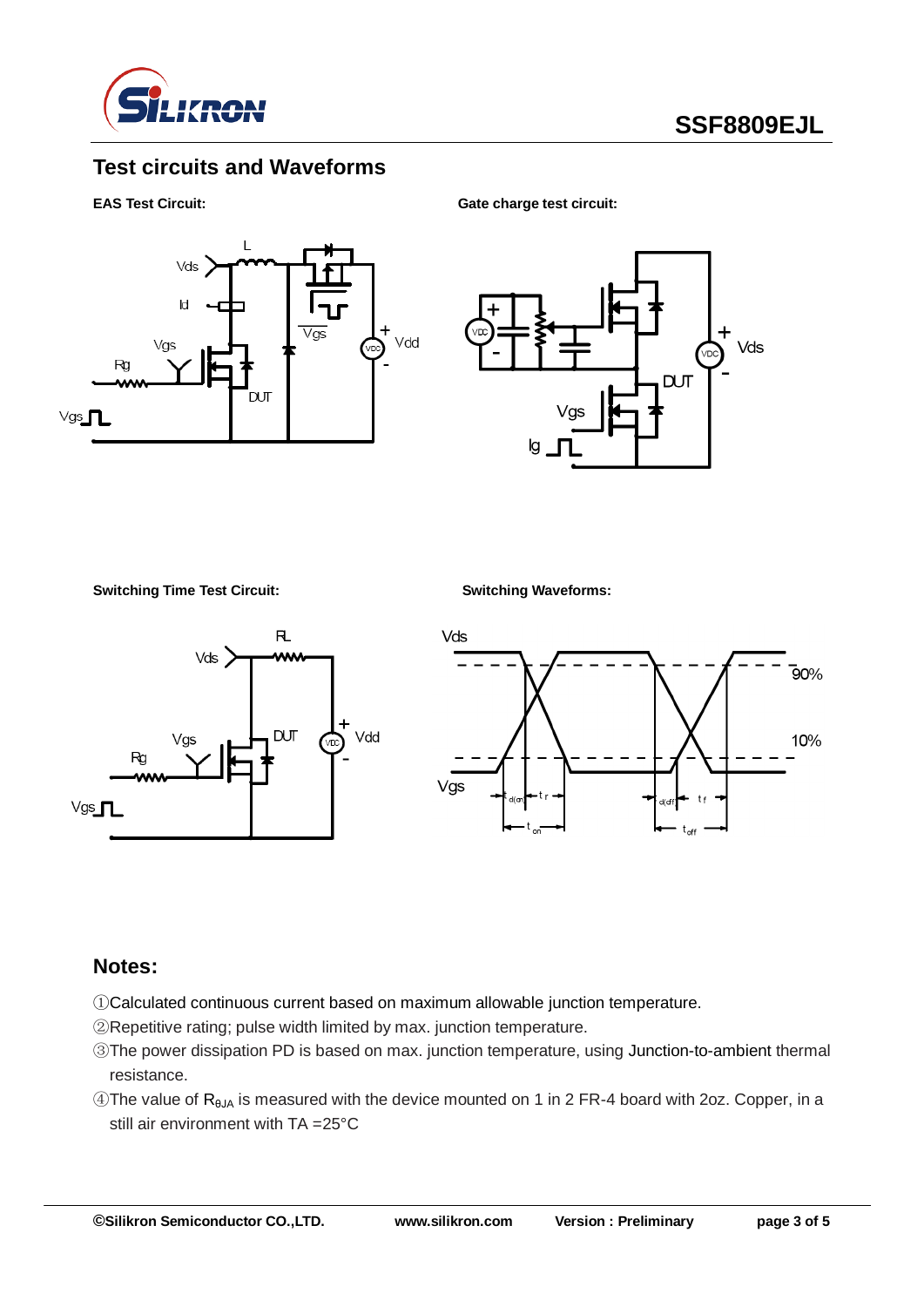## Test circuits and Waveforms

**EAS Test Circuit:**

**Gate charge test circuit:**

**Switching Time Test Circuit:**

**Switching Waveforms:**

## Notes:

①Calculated continuous current based on maximum allowable junction temperature.

②Repetitive rating; pulse width limited by max. junction temperature.

③The power dissipation PD is based on max. junction temperature, using Junction-to-ambient thermal resistance.

④The value of $R_{\theta JA}$ is measured with the device mounted on 1 in 2 FR-4 board with 2oz. Copper, in a still air environment with TA =25°C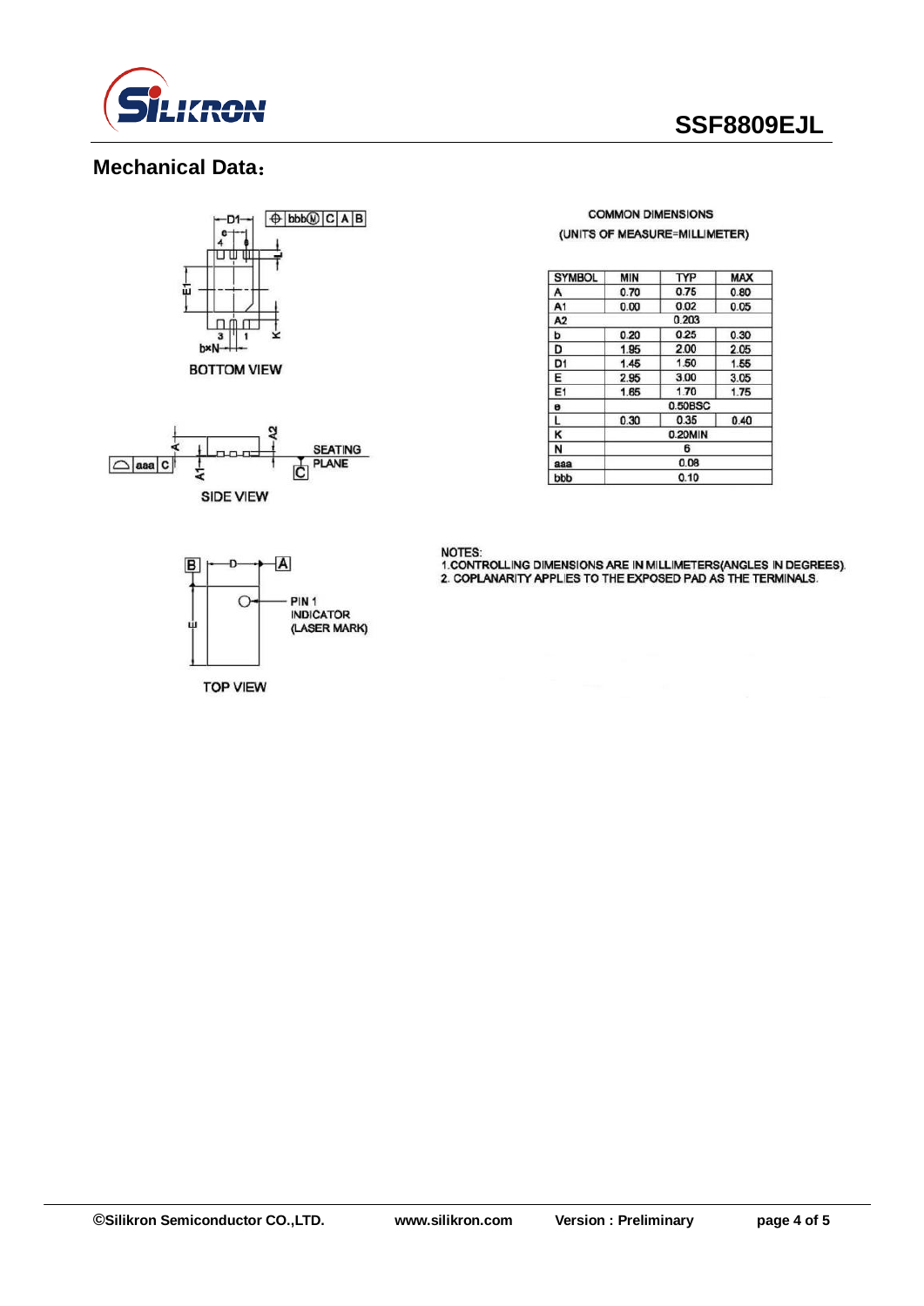## Mechanical Data:

BOTTOM VIEW

SIDE VIEW

TOP VIEW

COMMON DIMENSIONS

(UNITS OF MEASURE=MILLIMETER)

| SYMBOL | MIN | TYP | MAX |
|---|---|---|---|
| A | 0.70 | 0.75 | 0.80 |
| A1 | 0.00 | 0.02 | 0.05 |
| A2 | | 0.203 | |
| b | 0.20 | 0.25 | 0.30 |
| D | 1.95 | 2.00 | 2.05 |
| D1 | 1.45 | 1.50 | 1.55 |
| E | 2.95 | 3.00 | 3.05 |
| E1 | 1.65 | 1.70 | 1.75 |
| e | | 0.50BSC | |
| L | 0.30 | 0.35 | 0.40 |
| K | | 0.20MIN | |
| N | | 6 | |
| aaa | | 0.08 | |
| bbb | | 0.10 | |

NOTES:
1.CONTROLLING DIMENSIONS ARE IN MILLIMETERS(ANGLES IN DEGREES).
2. COPLANARITY APPLIES TO THE EXPOSED PAD AS THE TERMINALS.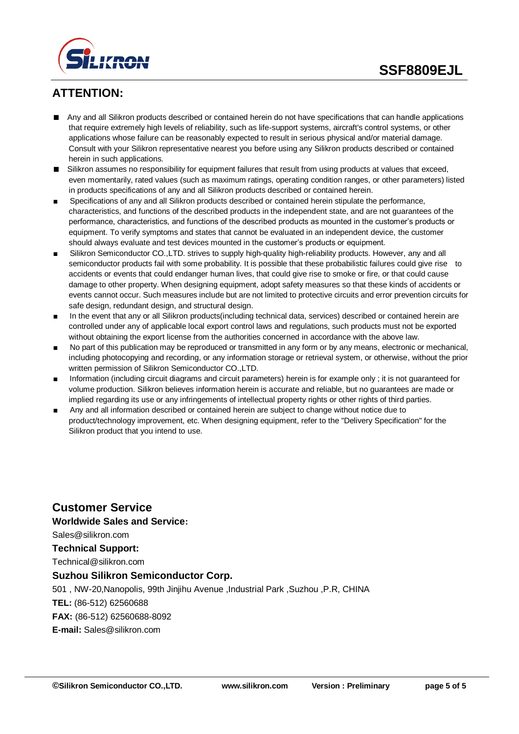## ATTENTION:

- Any and all Silikron products described or contained herein do not have specifications that can handle applications that require extremely high levels of reliability, such as life-support systems, aircraft's control systems, or other applications whose failure can be reasonably expected to result in serious physical and/or material damage. Consult with your Silikron representative nearest you before using any Silikron products described or contained herein in such applications.
- Silikron assumes no responsibility for equipment failures that result from using products at values that exceed, even momentarily, rated values (such as maximum ratings, operating condition ranges, or other parameters) listed in products specifications of any and all Silikron products described or contained herein.
- Specifications of any and all Silikron products described or contained herein stipulate the performance, characteristics, and functions of the described products in the independent state, and are not guarantees of the performance, characteristics, and functions of the described products as mounted in the customer's products or equipment. To verify symptoms and states that cannot be evaluated in an independent device, the customer should always evaluate and test devices mounted in the customer's products or equipment.
- Silikron Semiconductor CO.,LTD. strives to supply high-quality high-reliability products. However, any and all semiconductor products fail with some probability. It is possible that these probabilistic failures could give rise to accidents or events that could endanger human lives, that could give rise to smoke or fire, or that could cause damage to other property. When designing equipment, adopt safety measures so that these kinds of accidents or events cannot occur. Such measures include but are not limited to protective circuits and error prevention circuits for safe design, redundant design, and structural design.
- In the event that any or all Silikron products(including technical data, services) described or contained herein are controlled under any of applicable local export control laws and regulations, such products must not be exported without obtaining the export license from the authorities concerned in accordance with the above law.
- No part of this publication may be reproduced or transmitted in any form or by any means, electronic or mechanical, including photocopying and recording, or any information storage or retrieval system, or otherwise, without the prior written permission of Silikron Semiconductor CO.,LTD.
- Information (including circuit diagrams and circuit parameters) herein is for example only ; it is not guaranteed for volume production. Silikron believes information herein is accurate and reliable, but no guarantees are made or implied regarding its use or any infringements of intellectual property rights or other rights of third parties.
- Any and all information described or contained herein are subject to change without notice due to product/technology improvement, etc. When designing equipment, refer to the "Delivery Specification" for the Silikron product that you intend to use.

## Customer Service

**Worldwide Sales and Service:**

Sales@silikron.com

**Technical Support:**

Technical@silikron.com

### Suzhou Silikron Semiconductor Corp.

501 , NW-20,Nanopolis, 99th Jinjihu Avenue ,Industrial Park ,Suzhou ,P.R, CHINA

**TEL:** (86-512) 62560688

**FAX:** (86-512) 62560688-8092

**E-mail:** Sales@silikron.com